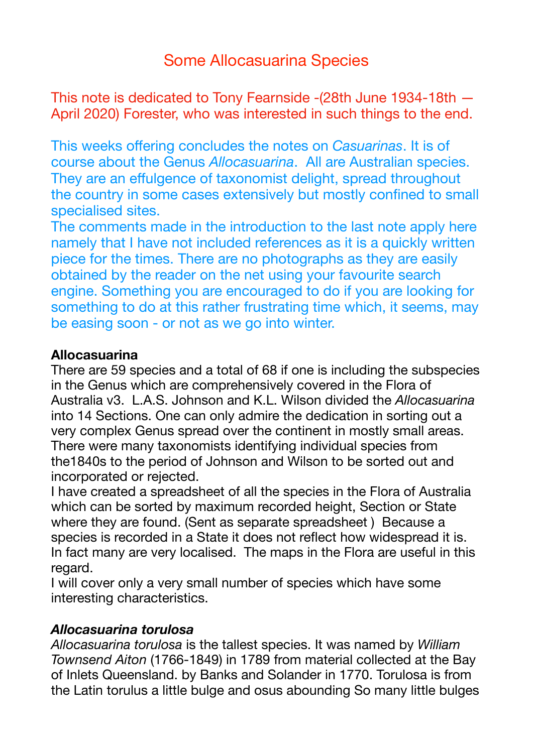# Some Allocasuarina Species

This note is dedicated to Tony Fearnside -(28th June 1934-18th — April 2020) Forester, who was interested in such things to the end.

This weeks offering concludes the notes on *Casuarinas*. It is of course about the Genus *Allocasuarina*. All are Australian species. They are an effulgence of taxonomist delight, spread throughout the country in some cases extensively but mostly confined to small specialised sites.
The comments made in the introduction to the last note apply here namely that I have not included references as it is a quickly written piece for the times. There are no photographs as they are easily obtained by the reader on the net using your favourite search engine. Something you are encouraged to do if you are looking for something to do at this rather frustrating time which, it seems, may be easing soon - or not as we go into winter.

**Allocasuarina**

There are 59 species and a total of 68 if one is including the subspecies in the Genus which are comprehensively covered in the Flora of Australia v3. L.A.S. Johnson and K.L. Wilson divided the *Allocasuarina* into 14 Sections. One can only admire the dedication in sorting out a very complex Genus spread over the continent in mostly small areas. There were many taxonomists identifying individual species from the1840s to the period of Johnson and Wilson to be sorted out and incorporated or rejected.
I have created a spreadsheet of all the species in the Flora of Australia which can be sorted by maximum recorded height, Section or State where they are found. (Sent as separate spreadsheet ) Because a species is recorded in a State it does not reflect how widespread it is. In fact many are very localised. The maps in the Flora are useful in this regard.
I will cover only a very small number of species which have some interesting characteristics.

***Allocasuarina torulosa***

*Allocasuarina torulosa* is the tallest species. It was named by *William Townsend Aiton* (1766-1849) in 1789 from material collected at the Bay of Inlets Queensland. by Banks and Solander in 1770. Torulosa is from the Latin torulus a little bulge and osus abounding So many little bulges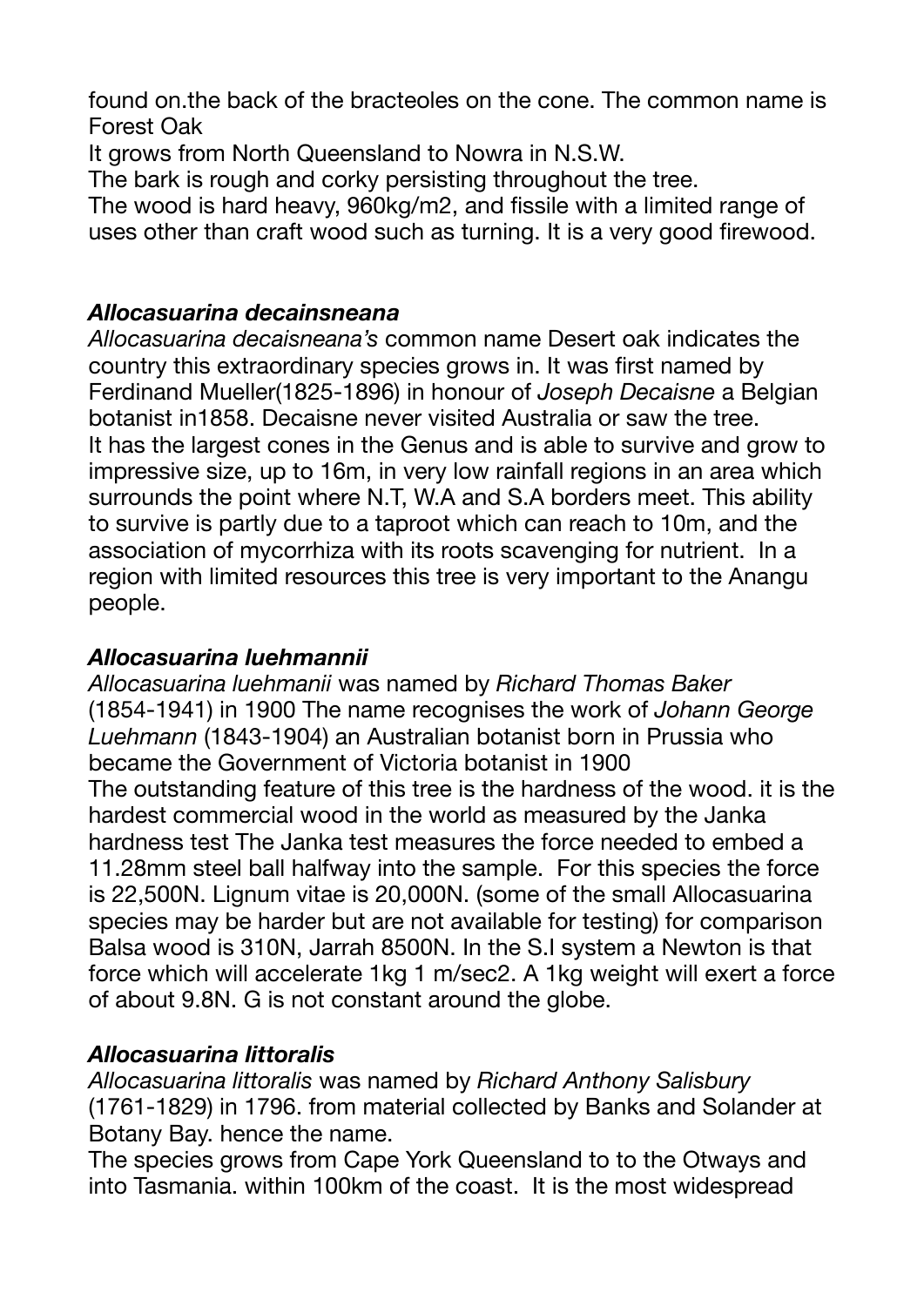found on.the back of the bracteoles on the cone. The common name is Forest Oak

It grows from North Queensland to Nowra in N.S.W.

The bark is rough and corky persisting throughout the tree.

The wood is hard heavy, 960kg/m2, and fissile with a limited range of uses other than craft wood such as turning. It is a very good firewood.

### ***Allocasuarina decainsneana***

*Allocasuarina decaisneana's* common name Desert oak indicates the country this extraordinary species grows in. It was first named by Ferdinand Mueller(1825-1896) in honour of *Joseph Decaisne* a Belgian botanist in1858. Decaisne never visited Australia or saw the tree. It has the largest cones in the Genus and is able to survive and grow to impressive size, up to 16m, in very low rainfall regions in an area which surrounds the point where N.T, W.A and S.A borders meet. This ability to survive is partly due to a taproot which can reach to 10m, and the association of mycorrhiza with its roots scavenging for nutrient. In a region with limited resources this tree is very important to the Anangu people.

### ***Allocasuarina luehmannii***

*Allocasuarina luehmanii* was named by *Richard Thomas Baker* (1854-1941) in 1900 The name recognises the work of *Johann George Luehmann* (1843-1904) an Australian botanist born in Prussia who became the Government of Victoria botanist in 1900

The outstanding feature of this tree is the hardness of the wood. it is the hardest commercial wood in the world as measured by the Janka hardness test The Janka test measures the force needed to embed a 11.28mm steel ball halfway into the sample. For this species the force is 22,500N. Lignum vitae is 20,000N. (some of the small Allocasuarina species may be harder but are not available for testing) for comparison Balsa wood is 310N, Jarrah 8500N. In the S.I system a Newton is that force which will accelerate 1kg 1 m/sec2. A 1kg weight will exert a force of about 9.8N. G is not constant around the globe.

### ***Allocasuarina littoralis***

*Allocasuarina littoralis* was named by *Richard Anthony Salisbury* (1761-1829) in 1796. from material collected by Banks and Solander at Botany Bay. hence the name.

The species grows from Cape York Queensland to to the Otways and into Tasmania. within 100km of the coast. It is the most widespread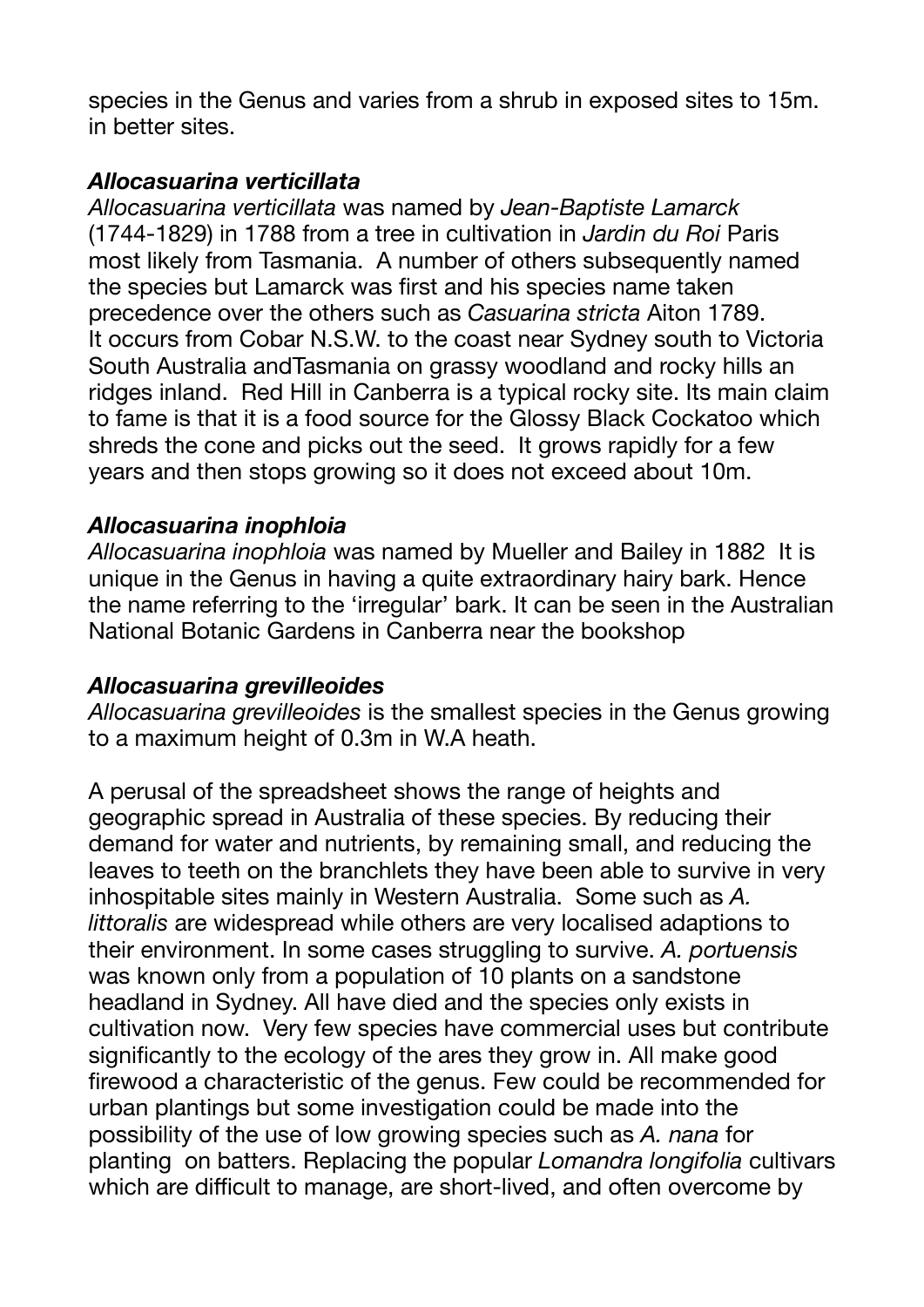species in the Genus and varies from a shrub in exposed sites to 15m. in better sites.

### *Allocasuarina verticillata*

*Allocasuarina verticillata* was named by *Jean-Baptiste Lamarck* (1744-1829) in 1788 from a tree in cultivation in *Jardin du Roi* Paris most likely from Tasmania. A number of others subsequently named the species but Lamarck was first and his species name taken precedence over the others such as *Casuarina stricta* Aiton 1789. It occurs from Cobar N.S.W. to the coast near Sydney south to Victoria South Australia andTasmania on grassy woodland and rocky hills an ridges inland. Red Hill in Canberra is a typical rocky site. Its main claim to fame is that it is a food source for the Glossy Black Cockatoo which shreds the cone and picks out the seed. It grows rapidly for a few years and then stops growing so it does not exceed about 10m.

### *Allocasuarina inophloia*

*Allocasuarina inophloia* was named by Mueller and Bailey in 1882 It is unique in the Genus in having a quite extraordinary hairy bark. Hence the name referring to the 'irregular' bark. It can be seen in the Australian National Botanic Gardens in Canberra near the bookshop

### *Allocasuarina grevilleoides*

*Allocasuarina grevilleoides* is the smallest species in the Genus growing to a maximum height of 0.3m in W.A heath.

A perusal of the spreadsheet shows the range of heights and geographic spread in Australia of these species. By reducing their demand for water and nutrients, by remaining small, and reducing the leaves to teeth on the branchlets they have been able to survive in very inhospitable sites mainly in Western Australia. Some such as *A. littoralis* are widespread while others are very localised adaptions to their environment. In some cases struggling to survive. *A. portuensis* was known only from a population of 10 plants on a sandstone headland in Sydney. All have died and the species only exists in cultivation now. Very few species have commercial uses but contribute significantly to the ecology of the ares they grow in. All make good firewood a characteristic of the genus. Few could be recommended for urban plantings but some investigation could be made into the possibility of the use of low growing species such as *A. nana* for planting on batters. Replacing the popular *Lomandra longifolia* cultivars which are difficult to manage, are short-lived, and often overcome by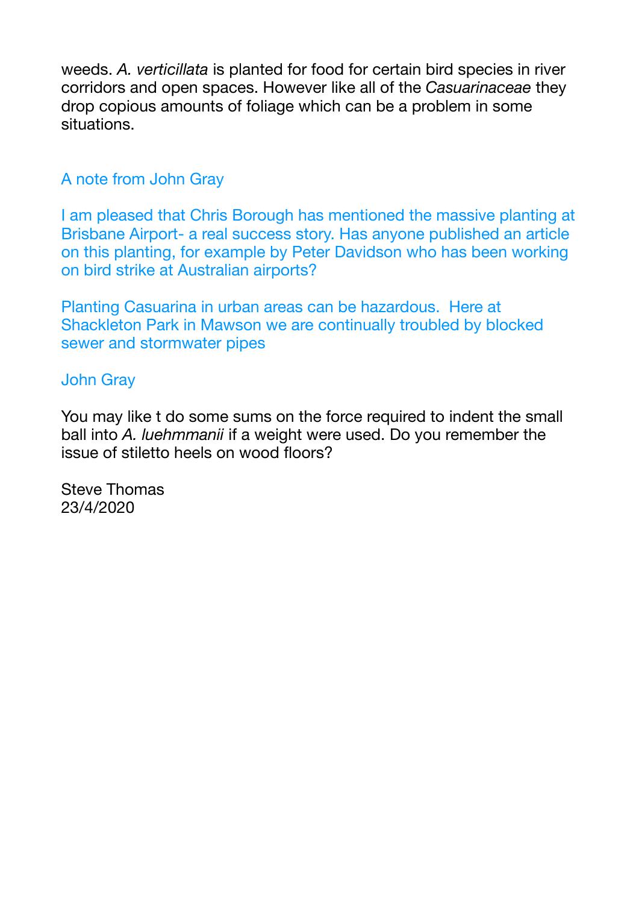weeds. *A. verticillata* is planted for food for certain bird species in river corridors and open spaces. However like all of the *Casuarinaceae* they drop copious amounts of foliage which can be a problem in some situations.

A note from John Gray

I am pleased that Chris Borough has mentioned the massive planting at Brisbane Airport- a real success story. Has anyone published an article on this planting, for example by Peter Davidson who has been working on bird strike at Australian airports?

Planting Casuarina in urban areas can be hazardous. Here at Shackleton Park in Mawson we are continually troubled by blocked sewer and stormwater pipes

John Gray

You may like t do some sums on the force required to indent the small ball into *A. luehmmanii* if a weight were used. Do you remember the issue of stiletto heels on wood floors?

Steve Thomas
23/4/2020